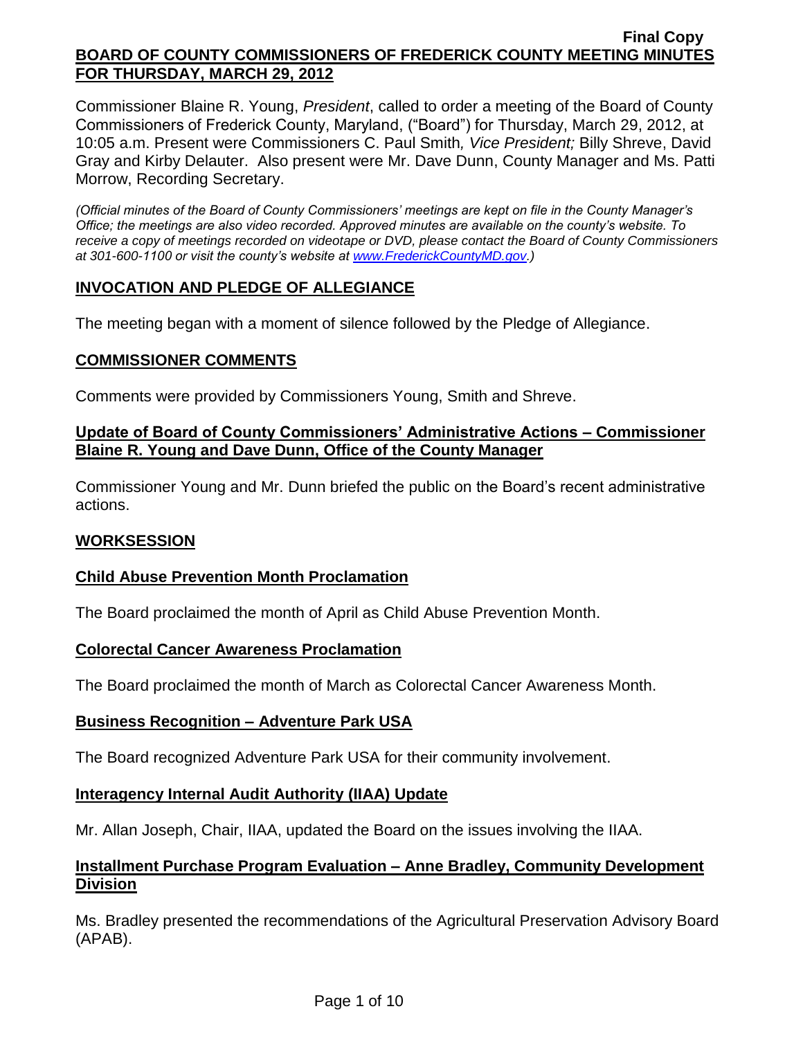Final Copy

**BOARD OF COUNTY COMMISSIONERS OF FREDERICK COUNTY MEETING MINUTES FOR THURSDAY, MARCH 29, 2012**

Commissioner Blaine R. Young, *President*, called to order a meeting of the Board of County Commissioners of Frederick County, Maryland, ("Board") for Thursday, March 29, 2012, at 10:05 a.m. Present were Commissioners C. Paul Smith*, Vice President;* Billy Shreve, David Gray and Kirby Delauter. Also present were Mr. Dave Dunn, County Manager and Ms. Patti Morrow, Recording Secretary.

*(Official minutes of the Board of County Commissioners' meetings are kept on file in the County Manager's Office; the meetings are also video recorded. Approved minutes are available on the county's website. To receive a copy of meetings recorded on videotape or DVD, please contact the Board of County Commissioners at 301-600-1100 or visit the county's website at www.FrederickCountyMD.gov.)*

## INVOCATION AND PLEDGE OF ALLEGIANCE

The meeting began with a moment of silence followed by the Pledge of Allegiance.

## COMMISSIONER COMMENTS

Comments were provided by Commissioners Young, Smith and Shreve.

### Update of Board of County Commissioners' Administrative Actions – Commissioner Blaine R. Young and Dave Dunn, Office of the County Manager

Commissioner Young and Mr. Dunn briefed the public on the Board's recent administrative actions.

## WORKSESSION

### Child Abuse Prevention Month Proclamation

The Board proclaimed the month of April as Child Abuse Prevention Month.

### Colorectal Cancer Awareness Proclamation

The Board proclaimed the month of March as Colorectal Cancer Awareness Month.

### Business Recognition – Adventure Park USA

The Board recognized Adventure Park USA for their community involvement.

### Interagency Internal Audit Authority (IIAA) Update

Mr. Allan Joseph, Chair, IIAA, updated the Board on the issues involving the IIAA.

### Installment Purchase Program Evaluation – Anne Bradley, Community Development Division

Ms. Bradley presented the recommendations of the Agricultural Preservation Advisory Board (APAB).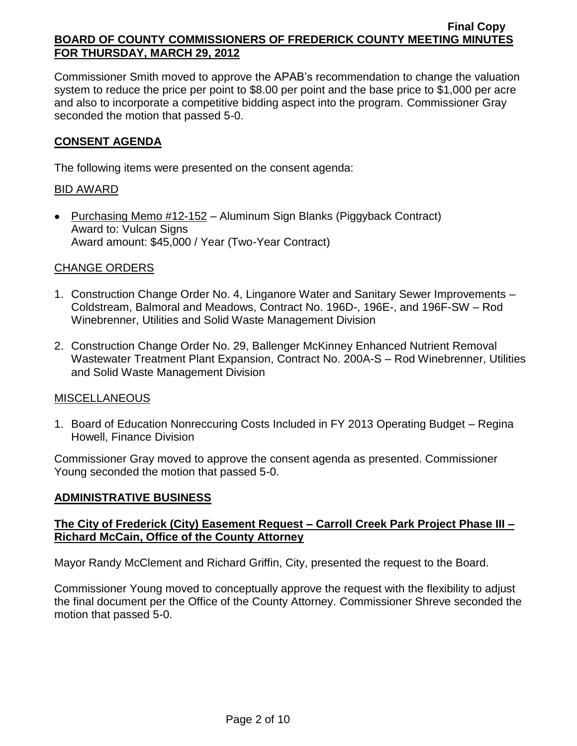Commissioner Smith moved to approve the APAB's recommendation to change the valuation system to reduce the price per point to $8.00 per point and the base price to $1,000 per acre and also to incorporate a competitive bidding aspect into the program. Commissioner Gray seconded the motion that passed 5-0.

## CONSENT AGENDA

The following items were presented on the consent agenda:

### BID AWARD

- Purchasing Memo #12-152 – Aluminum Sign Blanks (Piggyback Contract)
  Award to: Vulcan Signs
  Award amount: $45,000 / Year (Two-Year Contract)

### CHANGE ORDERS

1. Construction Change Order No. 4, Linganore Water and Sanitary Sewer Improvements – Coldstream, Balmoral and Meadows, Contract No. 196D-, 196E-, and 196F-SW – Rod Winebrenner, Utilities and Solid Waste Management Division
2. Construction Change Order No. 29, Ballenger McKinney Enhanced Nutrient Removal Wastewater Treatment Plant Expansion, Contract No. 200A-S – Rod Winebrenner, Utilities and Solid Waste Management Division

### MISCELLANEOUS

1. Board of Education Nonreccuring Costs Included in FY 2013 Operating Budget – Regina Howell, Finance Division

Commissioner Gray moved to approve the consent agenda as presented. Commissioner Young seconded the motion that passed 5-0.

## ADMINISTRATIVE BUSINESS

### The City of Frederick (City) Easement Request – Carroll Creek Park Project Phase III – Richard McCain, Office of the County Attorney

Mayor Randy McClement and Richard Griffin, City, presented the request to the Board.

Commissioner Young moved to conceptually approve the request with the flexibility to adjust the final document per the Office of the County Attorney. Commissioner Shreve seconded the motion that passed 5-0.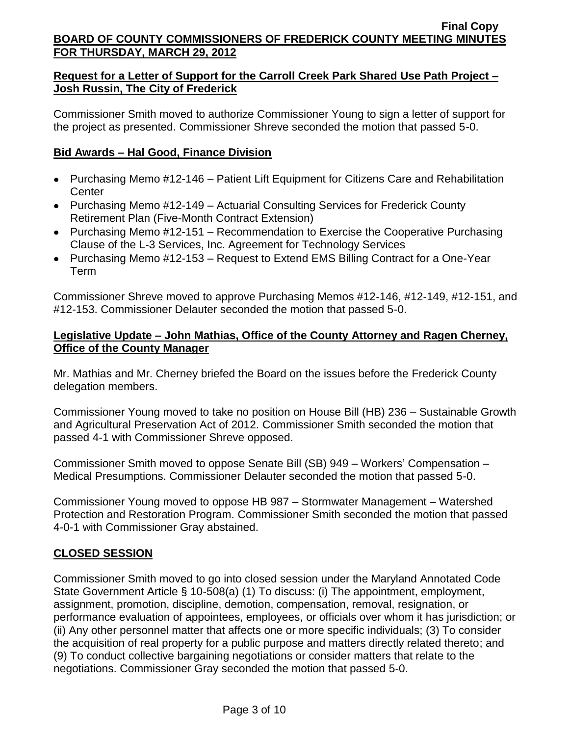**Request for a Letter of Support for the Carroll Creek Park Shared Use Path Project – Josh Russin, The City of Frederick**

Commissioner Smith moved to authorize Commissioner Young to sign a letter of support for the project as presented. Commissioner Shreve seconded the motion that passed 5-0.

**Bid Awards – Hal Good, Finance Division**

- Purchasing Memo #12-146 – Patient Lift Equipment for Citizens Care and Rehabilitation Center
- Purchasing Memo #12-149 – Actuarial Consulting Services for Frederick County Retirement Plan (Five-Month Contract Extension)
- Purchasing Memo #12-151 – Recommendation to Exercise the Cooperative Purchasing Clause of the L-3 Services, Inc. Agreement for Technology Services
- Purchasing Memo #12-153 – Request to Extend EMS Billing Contract for a One-Year Term

Commissioner Shreve moved to approve Purchasing Memos #12-146, #12-149, #12-151, and #12-153. Commissioner Delauter seconded the motion that passed 5-0.

**Legislative Update – John Mathias, Office of the County Attorney and Ragen Cherney, Office of the County Manager**

Mr. Mathias and Mr. Cherney briefed the Board on the issues before the Frederick County delegation members.

Commissioner Young moved to take no position on House Bill (HB) 236 – Sustainable Growth and Agricultural Preservation Act of 2012. Commissioner Smith seconded the motion that passed 4-1 with Commissioner Shreve opposed.

Commissioner Smith moved to oppose Senate Bill (SB) 949 – Workers' Compensation – Medical Presumptions. Commissioner Delauter seconded the motion that passed 5-0.

Commissioner Young moved to oppose HB 987 – Stormwater Management – Watershed Protection and Restoration Program. Commissioner Smith seconded the motion that passed 4-0-1 with Commissioner Gray abstained.

**CLOSED SESSION**

Commissioner Smith moved to go into closed session under the Maryland Annotated Code State Government Article § 10-508(a) (1) To discuss: (i) The appointment, employment, assignment, promotion, discipline, demotion, compensation, removal, resignation, or performance evaluation of appointees, employees, or officials over whom it has jurisdiction; or (ii) Any other personnel matter that affects one or more specific individuals; (3) To consider the acquisition of real property for a public purpose and matters directly related thereto; and (9) To conduct collective bargaining negotiations or consider matters that relate to the negotiations. Commissioner Gray seconded the motion that passed 5-0.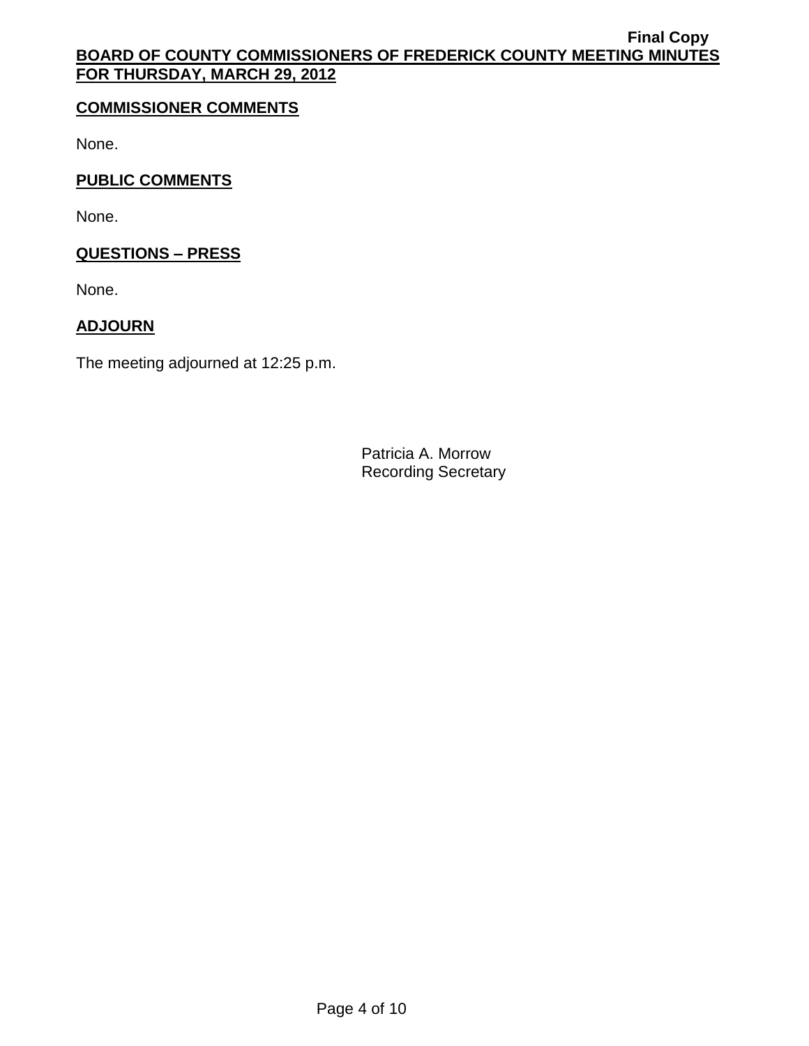## COMMISSIONER COMMENTS

None.

## PUBLIC COMMENTS

None.

## QUESTIONS – PRESS

None.

## ADJOURN

The meeting adjourned at 12:25 p.m.

Patricia A. Morrow
Recording Secretary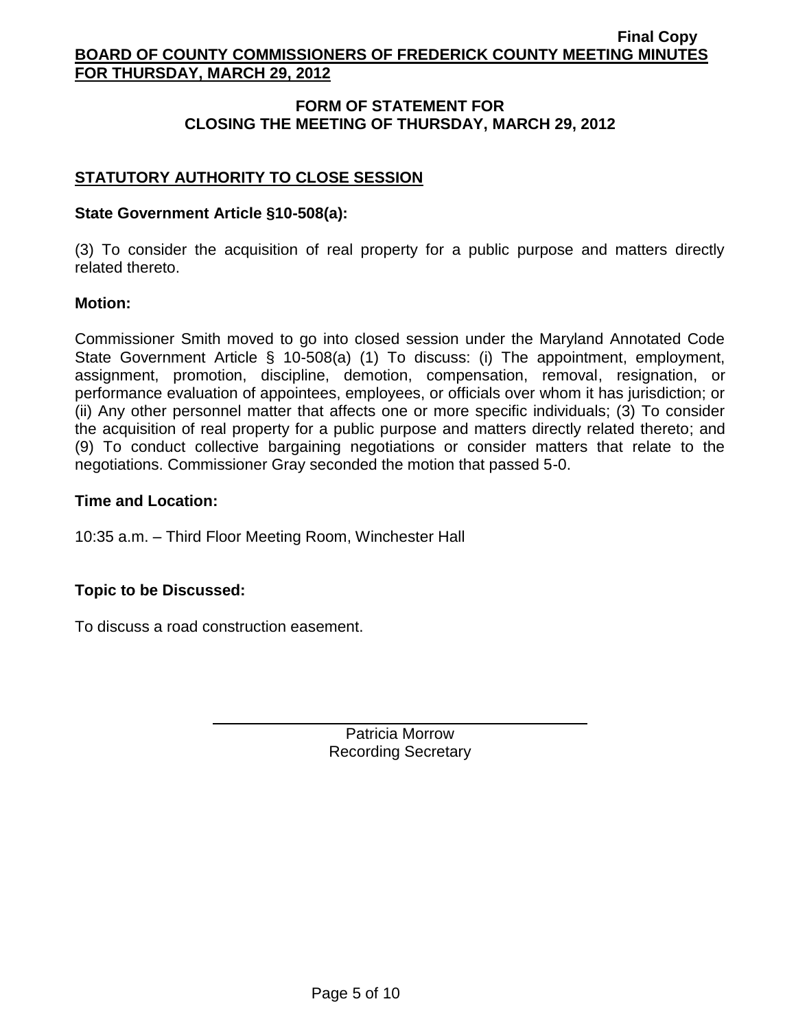## FORM OF STATEMENT FOR CLOSING THE MEETING OF THURSDAY, MARCH 29, 2012

### STATUTORY AUTHORITY TO CLOSE SESSION

**State Government Article §10-508(a):**

(3) To consider the acquisition of real property for a public purpose and matters directly related thereto.

**Motion:**

Commissioner Smith moved to go into closed session under the Maryland Annotated Code State Government Article § 10-508(a) (1) To discuss: (i) The appointment, employment, assignment, promotion, discipline, demotion, compensation, removal, resignation, or performance evaluation of appointees, employees, or officials over whom it has jurisdiction; or (ii) Any other personnel matter that affects one or more specific individuals; (3) To consider the acquisition of real property for a public purpose and matters directly related thereto; and (9) To conduct collective bargaining negotiations or consider matters that relate to the negotiations. Commissioner Gray seconded the motion that passed 5-0.

**Time and Location:**

10:35 a.m. – Third Floor Meeting Room, Winchester Hall

**Topic to be Discussed:**

To discuss a road construction easement.

Patricia Morrow
Recording Secretary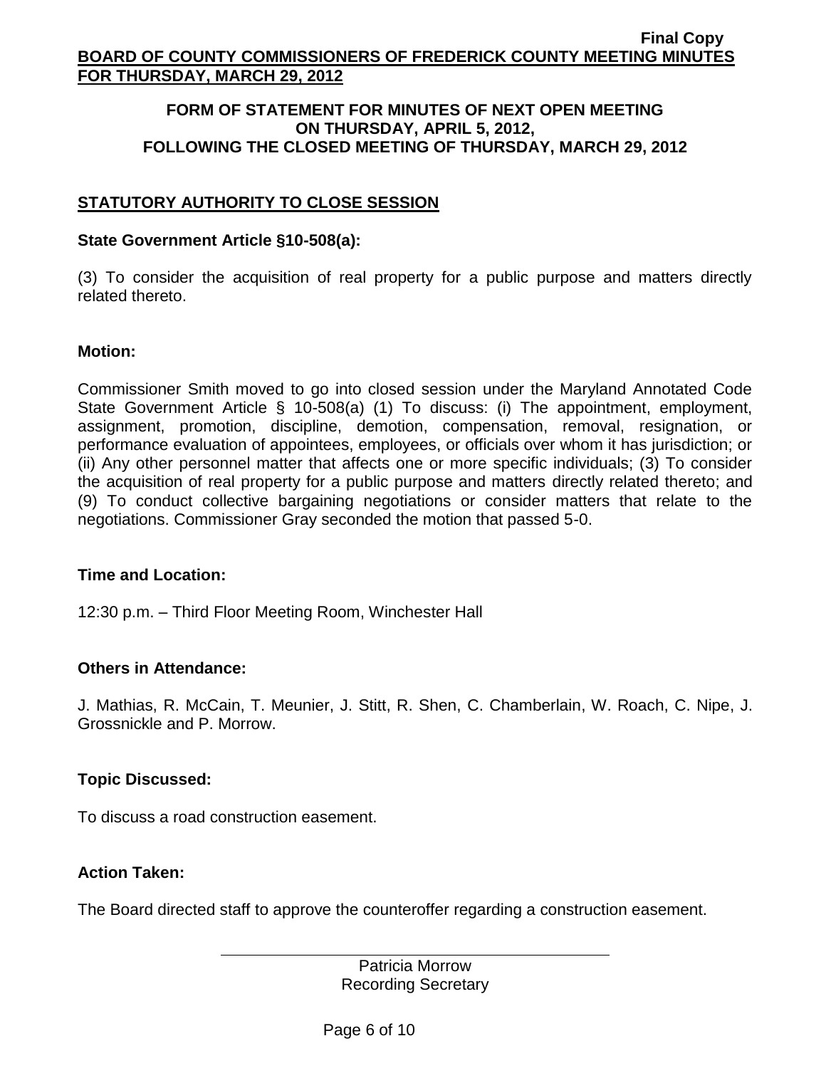## FORM OF STATEMENT FOR MINUTES OF NEXT OPEN MEETING ON THURSDAY, APRIL 5, 2012, FOLLOWING THE CLOSED MEETING OF THURSDAY, MARCH 29, 2012

### STATUTORY AUTHORITY TO CLOSE SESSION

**State Government Article §10-508(a):**

(3) To consider the acquisition of real property for a public purpose and matters directly related thereto.

**Motion:**

Commissioner Smith moved to go into closed session under the Maryland Annotated Code State Government Article § 10-508(a) (1) To discuss: (i) The appointment, employment, assignment, promotion, discipline, demotion, compensation, removal, resignation, or performance evaluation of appointees, employees, or officials over whom it has jurisdiction; or (ii) Any other personnel matter that affects one or more specific individuals; (3) To consider the acquisition of real property for a public purpose and matters directly related thereto; and (9) To conduct collective bargaining negotiations or consider matters that relate to the negotiations. Commissioner Gray seconded the motion that passed 5-0.

**Time and Location:**

12:30 p.m. – Third Floor Meeting Room, Winchester Hall

**Others in Attendance:**

J. Mathias, R. McCain, T. Meunier, J. Stitt, R. Shen, C. Chamberlain, W. Roach, C. Nipe, J. Grossnickle and P. Morrow.

**Topic Discussed:**

To discuss a road construction easement.

**Action Taken:**

The Board directed staff to approve the counteroffer regarding a construction easement.

Patricia Morrow
Recording Secretary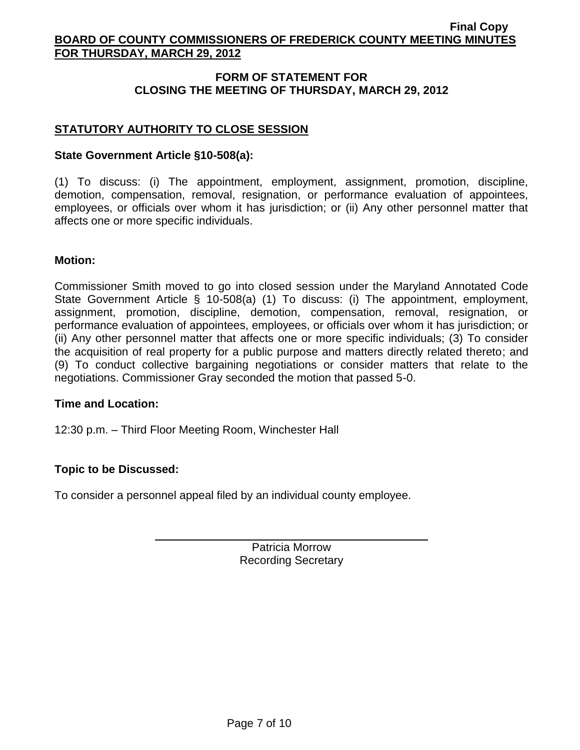## FORM OF STATEMENT FOR CLOSING THE MEETING OF THURSDAY, MARCH 29, 2012

### STATUTORY AUTHORITY TO CLOSE SESSION

**State Government Article §10-508(a):**

(1) To discuss: (i) The appointment, employment, assignment, promotion, discipline, demotion, compensation, removal, resignation, or performance evaluation of appointees, employees, or officials over whom it has jurisdiction; or (ii) Any other personnel matter that affects one or more specific individuals.

**Motion:**

Commissioner Smith moved to go into closed session under the Maryland Annotated Code State Government Article § 10-508(a) (1) To discuss: (i) The appointment, employment, assignment, promotion, discipline, demotion, compensation, removal, resignation, or performance evaluation of appointees, employees, or officials over whom it has jurisdiction; or (ii) Any other personnel matter that affects one or more specific individuals; (3) To consider the acquisition of real property for a public purpose and matters directly related thereto; and (9) To conduct collective bargaining negotiations or consider matters that relate to the negotiations. Commissioner Gray seconded the motion that passed 5-0.

**Time and Location:**

12:30 p.m. – Third Floor Meeting Room, Winchester Hall

**Topic to be Discussed:**

To consider a personnel appeal filed by an individual county employee.

Patricia Morrow
Recording Secretary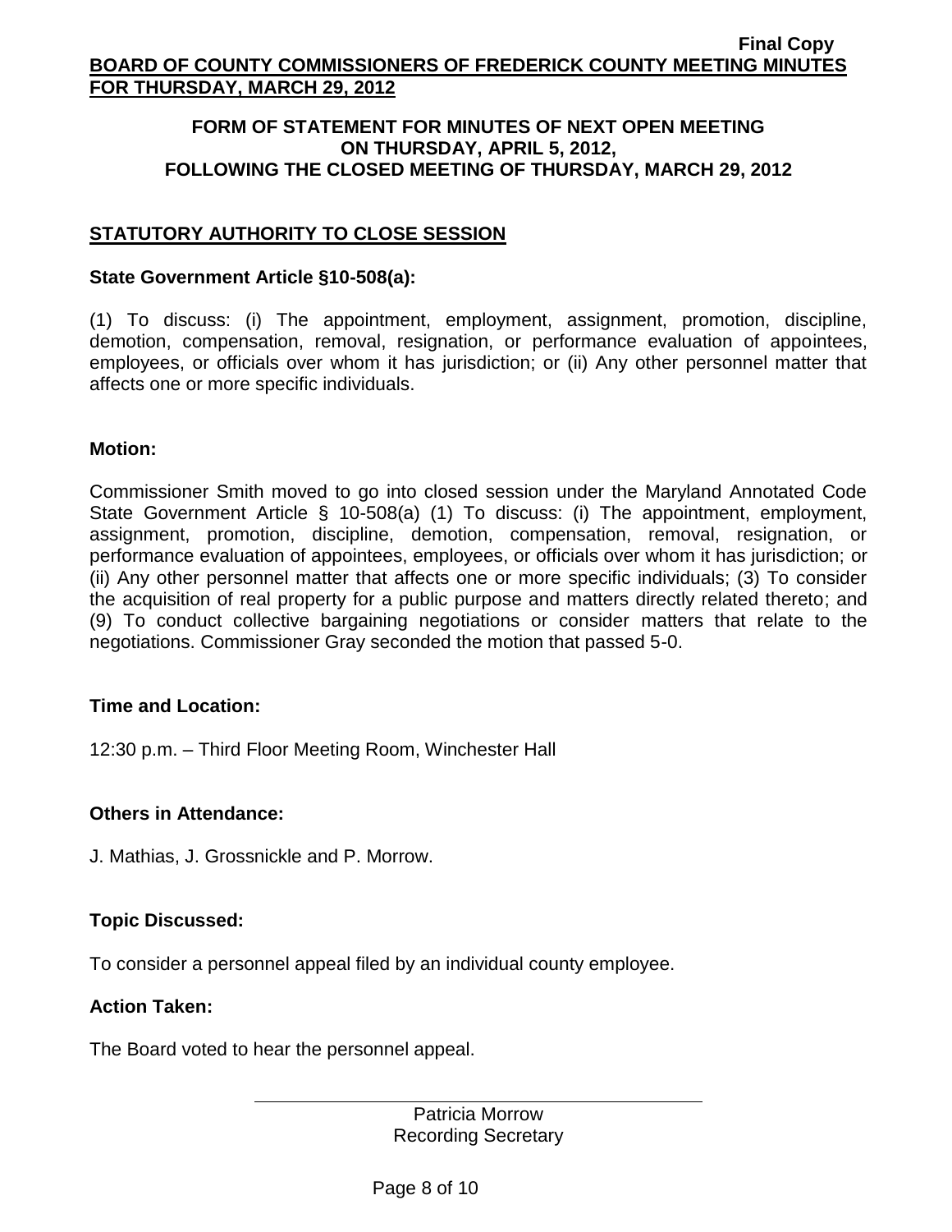**FORM OF STATEMENT FOR MINUTES OF NEXT OPEN MEETING ON THURSDAY, APRIL 5, 2012, FOLLOWING THE CLOSED MEETING OF THURSDAY, MARCH 29, 2012**

## STATUTORY AUTHORITY TO CLOSE SESSION

**State Government Article §10-508(a):**

(1) To discuss: (i) The appointment, employment, assignment, promotion, discipline, demotion, compensation, removal, resignation, or performance evaluation of appointees, employees, or officials over whom it has jurisdiction; or (ii) Any other personnel matter that affects one or more specific individuals.

**Motion:**

Commissioner Smith moved to go into closed session under the Maryland Annotated Code State Government Article § 10-508(a) (1) To discuss: (i) The appointment, employment, assignment, promotion, discipline, demotion, compensation, removal, resignation, or performance evaluation of appointees, employees, or officials over whom it has jurisdiction; or (ii) Any other personnel matter that affects one or more specific individuals; (3) To consider the acquisition of real property for a public purpose and matters directly related thereto; and (9) To conduct collective bargaining negotiations or consider matters that relate to the negotiations. Commissioner Gray seconded the motion that passed 5-0.

**Time and Location:**

12:30 p.m. – Third Floor Meeting Room, Winchester Hall

**Others in Attendance:**

J. Mathias, J. Grossnickle and P. Morrow.

**Topic Discussed:**

To consider a personnel appeal filed by an individual county employee.

**Action Taken:**

The Board voted to hear the personnel appeal.

Patricia Morrow
Recording Secretary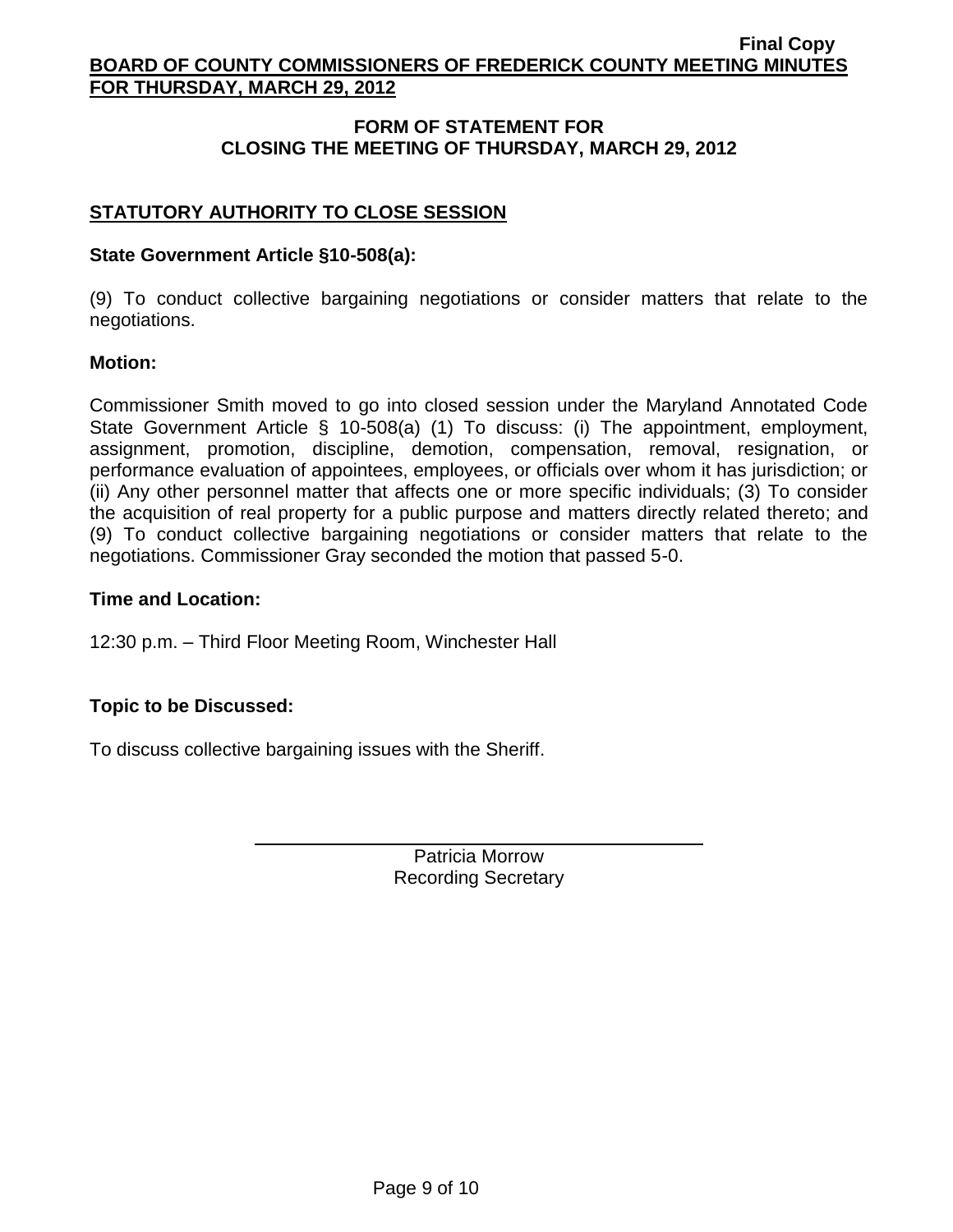## FORM OF STATEMENT FOR CLOSING THE MEETING OF THURSDAY, MARCH 29, 2012

### STATUTORY AUTHORITY TO CLOSE SESSION

**State Government Article §10-508(a):**

(9) To conduct collective bargaining negotiations or consider matters that relate to the negotiations.

**Motion:**

Commissioner Smith moved to go into closed session under the Maryland Annotated Code State Government Article § 10-508(a) (1) To discuss: (i) The appointment, employment, assignment, promotion, discipline, demotion, compensation, removal, resignation, or performance evaluation of appointees, employees, or officials over whom it has jurisdiction; or (ii) Any other personnel matter that affects one or more specific individuals; (3) To consider the acquisition of real property for a public purpose and matters directly related thereto; and (9) To conduct collective bargaining negotiations or consider matters that relate to the negotiations. Commissioner Gray seconded the motion that passed 5-0.

**Time and Location:**

12:30 p.m. – Third Floor Meeting Room, Winchester Hall

**Topic to be Discussed:**

To discuss collective bargaining issues with the Sheriff.

Patricia Morrow
Recording Secretary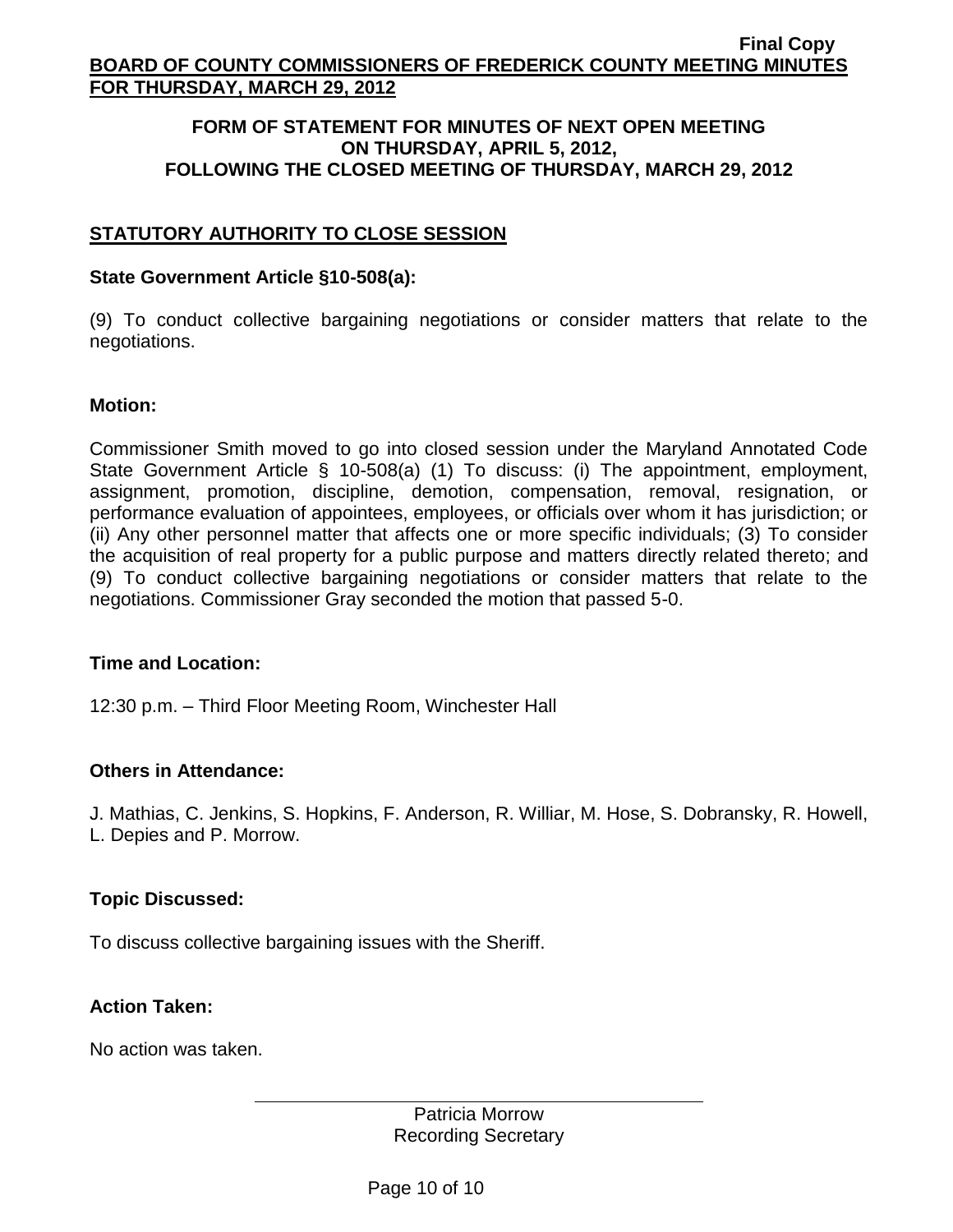**Final Copy**
**BOARD OF COUNTY COMMISSIONERS OF FREDERICK COUNTY MEETING MINUTES FOR THURSDAY, MARCH 29, 2012**

**FORM OF STATEMENT FOR MINUTES OF NEXT OPEN MEETING ON THURSDAY, APRIL 5, 2012, FOLLOWING THE CLOSED MEETING OF THURSDAY, MARCH 29, 2012**

## STATUTORY AUTHORITY TO CLOSE SESSION

**State Government Article §10-508(a):**

(9) To conduct collective bargaining negotiations or consider matters that relate to the negotiations.

**Motion:**

Commissioner Smith moved to go into closed session under the Maryland Annotated Code State Government Article § 10-508(a) (1) To discuss: (i) The appointment, employment, assignment, promotion, discipline, demotion, compensation, removal, resignation, or performance evaluation of appointees, employees, or officials over whom it has jurisdiction; or (ii) Any other personnel matter that affects one or more specific individuals; (3) To consider the acquisition of real property for a public purpose and matters directly related thereto; and (9) To conduct collective bargaining negotiations or consider matters that relate to the negotiations. Commissioner Gray seconded the motion that passed 5-0.

**Time and Location:**

12:30 p.m. – Third Floor Meeting Room, Winchester Hall

**Others in Attendance:**

J. Mathias, C. Jenkins, S. Hopkins, F. Anderson, R. Williar, M. Hose, S. Dobransky, R. Howell, L. Depies and P. Morrow.

**Topic Discussed:**

To discuss collective bargaining issues with the Sheriff.

**Action Taken:**

No action was taken.

Patricia Morrow
Recording Secretary